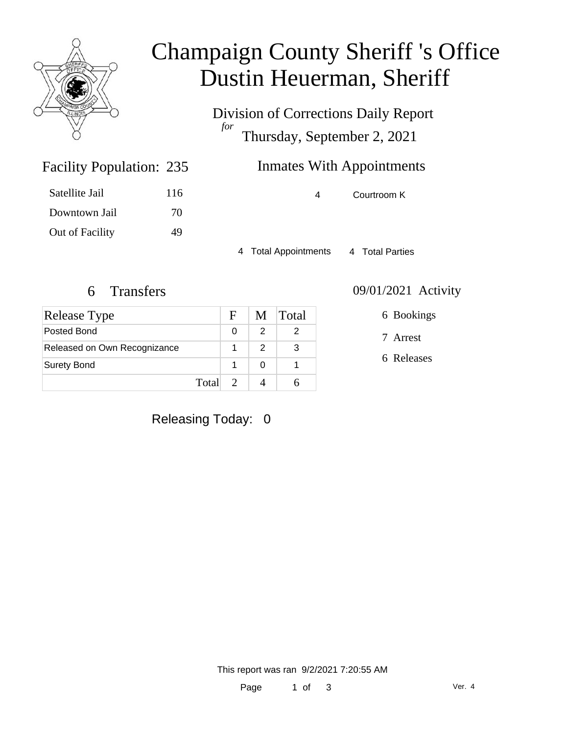# Champaign County Sheriff 's Office
# Dustin Heuerman, Sheriff

Division of Corrections Daily Report
*for*
Thursday, September 2, 2021

## Facility Population: 235

| | |
|---|---|
| Satellite Jail | 116 |
| Downtown Jail | 70 |
| Out of Facility | 49 |

## Inmates With Appointments

| | |
|---|---|
| 4 | Courtroom K |

4 Total Appointments    4 Total Parties

## 6 Transfers

| Release Type | F | M | Total |
|---|---|---|---|
| Posted Bond | 0 | 2 | 2 |
| Released on Own Recognizance | 1 | 2 | 3 |
| Surety Bond | 1 | 0 | 1 |
| Total | 2 | 4 | 6 |

## 09/01/2021 Activity

- 6 Bookings
- 7 Arrest
- 6 Releases

Releasing Today: 0

This report was ran 9/2/2021 7:20:55 AM

Ver. 4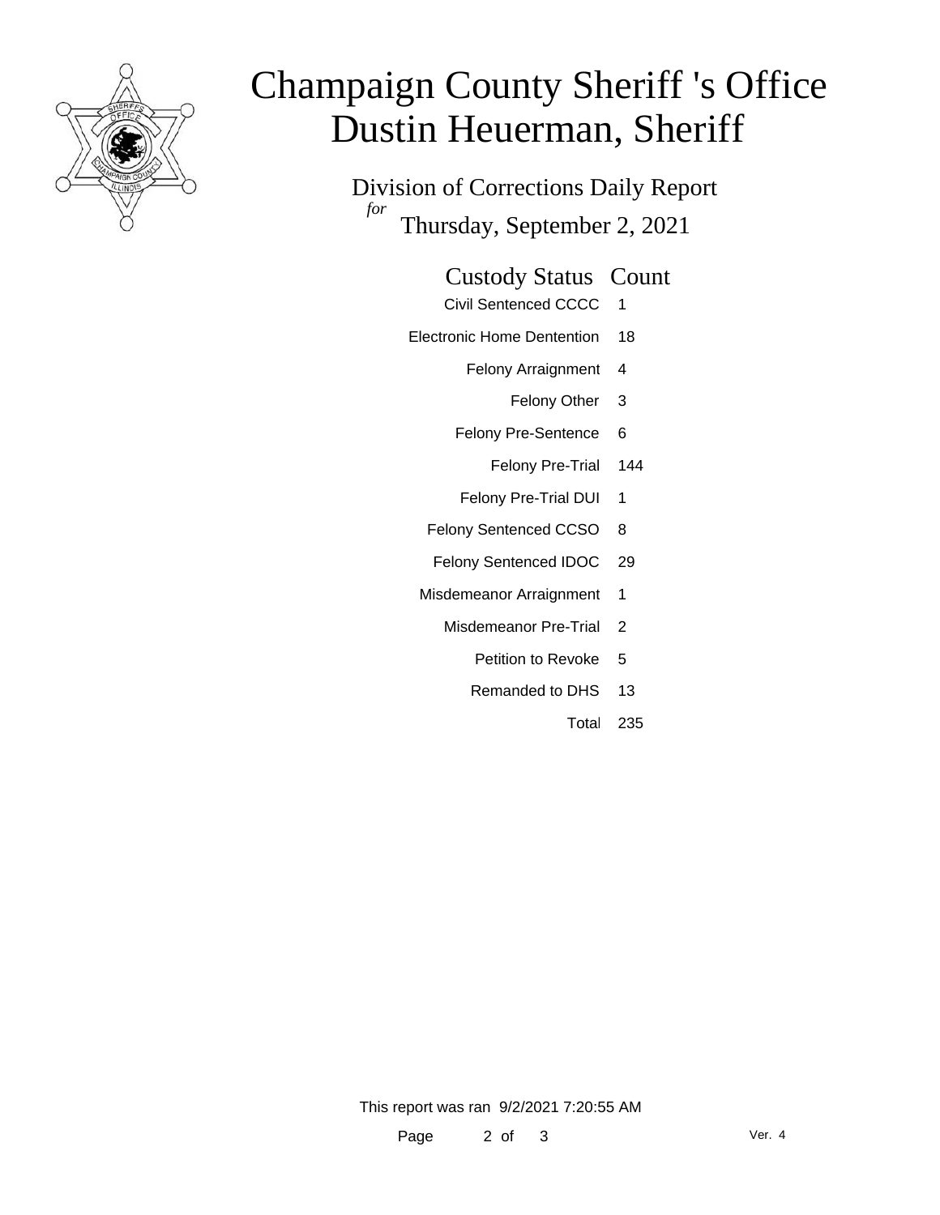# Champaign County Sheriff 's Office
# Dustin Heuerman, Sheriff

Division of Corrections Daily Report

*for*

Thursday, September 2, 2021

| Custody Status | Count |
| --- | --- |
| Civil Sentenced CCCC | 1 |
| Electronic Home Dentention | 18 |
| Felony Arraignment | 4 |
| Felony Other | 3 |
| Felony Pre-Sentence | 6 |
| Felony Pre-Trial | 144 |
| Felony Pre-Trial DUI | 1 |
| Felony Sentenced CCSO | 8 |
| Felony Sentenced IDOC | 29 |
| Misdemeanor Arraignment | 1 |
| Misdemeanor Pre-Trial | 2 |
| Petition to Revoke | 5 |
| Remanded to DHS | 13 |
| Total | 235 |

This report was ran 9/2/2021 7:20:55 AM

Ver. 4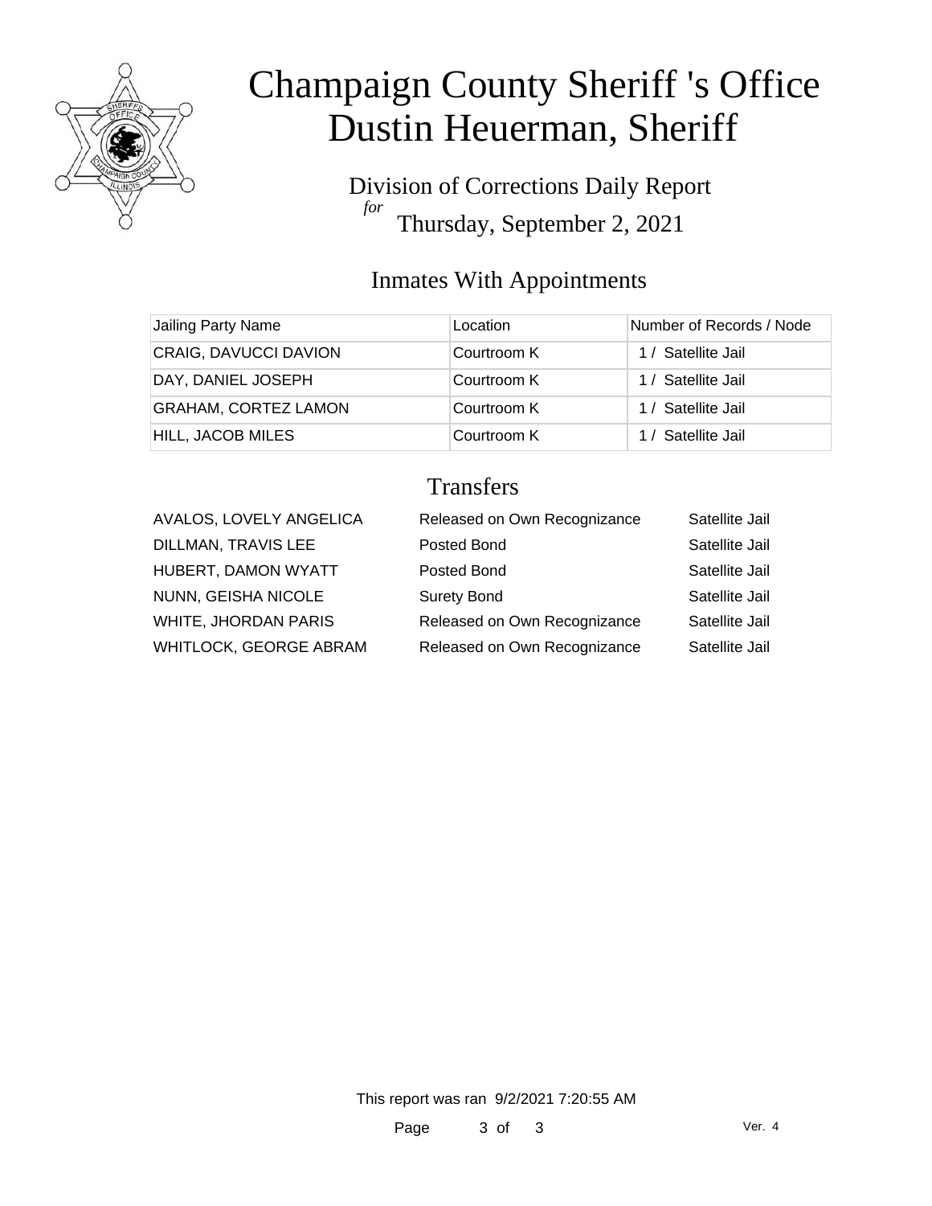# Champaign County Sheriff 's Office
# Dustin Heuerman, Sheriff

Division of Corrections Daily Report
*for*
Thursday, September 2, 2021

## Inmates With Appointments

| Jailing Party Name | Location | Number of Records / Node |
|---|---|---|
| CRAIG, DAVUCCI DAVION | Courtroom K | 1 / Satellite Jail |
| DAY, DANIEL JOSEPH | Courtroom K | 1 / Satellite Jail |
| GRAHAM, CORTEZ LAMON | Courtroom K | 1 / Satellite Jail |
| HILL, JACOB MILES | Courtroom K | 1 / Satellite Jail |

## Transfers

| | | |
|---|---|---|
| AVALOS, LOVELY ANGELICA | Released on Own Recognizance | Satellite Jail |
| DILLMAN, TRAVIS LEE | Posted Bond | Satellite Jail |
| HUBERT, DAMON WYATT | Posted Bond | Satellite Jail |
| NUNN, GEISHA NICOLE | Surety Bond | Satellite Jail |
| WHITE, JHORDAN PARIS | Released on Own Recognizance | Satellite Jail |
| WHITLOCK, GEORGE ABRAM | Released on Own Recognizance | Satellite Jail |

This report was ran 9/2/2021 7:20:55 AM

Ver. 4